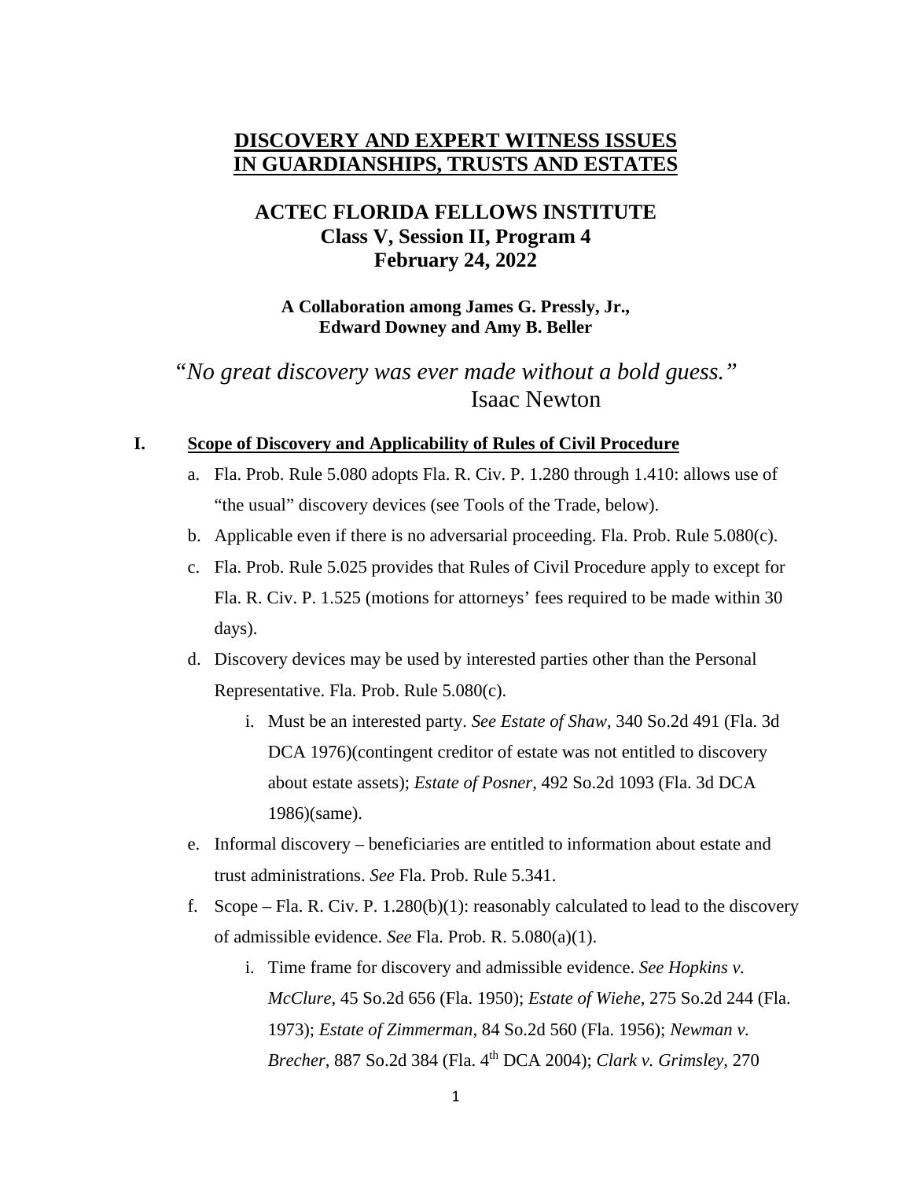# DISCOVERY AND EXPERT WITNESS ISSUES IN GUARDIANSHIPS, TRUSTS AND ESTATES

## ACTEC FLORIDA FELLOWS INSTITUTE
## Class V, Session II, Program 4
## February 24, 2022

**A Collaboration among James G. Pressly, Jr., Edward Downey and Amy B. Beller**

*"No great discovery was ever made without a bold guess."*
Isaac Newton

## I. Scope of Discovery and Applicability of Rules of Civil Procedure

a. Fla. Prob. Rule 5.080 adopts Fla. R. Civ. P. 1.280 through 1.410: allows use of "the usual" discovery devices (see Tools of the Trade, below).

b. Applicable even if there is no adversarial proceeding. Fla. Prob. Rule 5.080(c).

c. Fla. Prob. Rule 5.025 provides that Rules of Civil Procedure apply to except for Fla. R. Civ. P. 1.525 (motions for attorneys' fees required to be made within 30 days).

d. Discovery devices may be used by interested parties other than the Personal Representative. Fla. Prob. Rule 5.080(c).

   i. Must be an interested party. *See Estate of Shaw*, 340 So.2d 491 (Fla. 3d DCA 1976)(contingent creditor of estate was not entitled to discovery about estate assets); *Estate of Posner*, 492 So.2d 1093 (Fla. 3d DCA 1986)(same).

e. Informal discovery – beneficiaries are entitled to information about estate and trust administrations. *See* Fla. Prob. Rule 5.341.

f. Scope – Fla. R. Civ. P. 1.280(b)(1): reasonably calculated to lead to the discovery of admissible evidence. *See* Fla. Prob. R. 5.080(a)(1).

   i. Time frame for discovery and admissible evidence. *See Hopkins v. McClure*, 45 So.2d 656 (Fla. 1950); *Estate of Wiehe*, 275 So.2d 244 (Fla. 1973); *Estate of Zimmerman*, 84 So.2d 560 (Fla. 1956); *Newman v. Brecher*, 887 So.2d 384 (Fla. 4th DCA 2004); *Clark v. Grimsley*, 270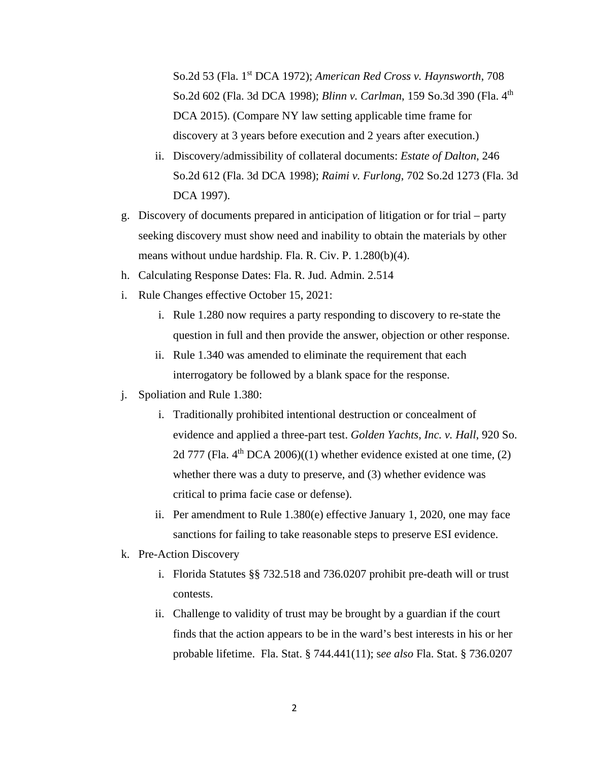So.2d 53 (Fla. 1st DCA 1972); *American Red Cross v. Haynsworth*, 708 So.2d 602 (Fla. 3d DCA 1998); *Blinn v. Carlman*, 159 So.3d 390 (Fla. 4th DCA 2015). (Compare NY law setting applicable time frame for discovery at 3 years before execution and 2 years after execution.)

   ii. Discovery/admissibility of collateral documents: *Estate of Dalton*, 246 So.2d 612 (Fla. 3d DCA 1998); *Raimi v. Furlong*, 702 So.2d 1273 (Fla. 3d DCA 1997).

g. Discovery of documents prepared in anticipation of litigation or for trial – party seeking discovery must show need and inability to obtain the materials by other means without undue hardship. Fla. R. Civ. P. 1.280(b)(4).

h. Calculating Response Dates: Fla. R. Jud. Admin. 2.514

i. Rule Changes effective October 15, 2021:

   i. Rule 1.280 now requires a party responding to discovery to re-state the question in full and then provide the answer, objection or other response.

   ii. Rule 1.340 was amended to eliminate the requirement that each interrogatory be followed by a blank space for the response.

j. Spoliation and Rule 1.380:

   i. Traditionally prohibited intentional destruction or concealment of evidence and applied a three-part test. *Golden Yachts, Inc. v. Hall*, 920 So. 2d 777 (Fla. 4th DCA 2006)((1) whether evidence existed at one time, (2) whether there was a duty to preserve, and (3) whether evidence was critical to prima facie case or defense).

   ii. Per amendment to Rule 1.380(e) effective January 1, 2020, one may face sanctions for failing to take reasonable steps to preserve ESI evidence.

k. Pre-Action Discovery

   i. Florida Statutes §§ 732.518 and 736.0207 prohibit pre-death will or trust contests.

   ii. Challenge to validity of trust may be brought by a guardian if the court finds that the action appears to be in the ward's best interests in his or her probable lifetime. Fla. Stat. § 744.441(11); s*ee also* Fla. Stat. § 736.0207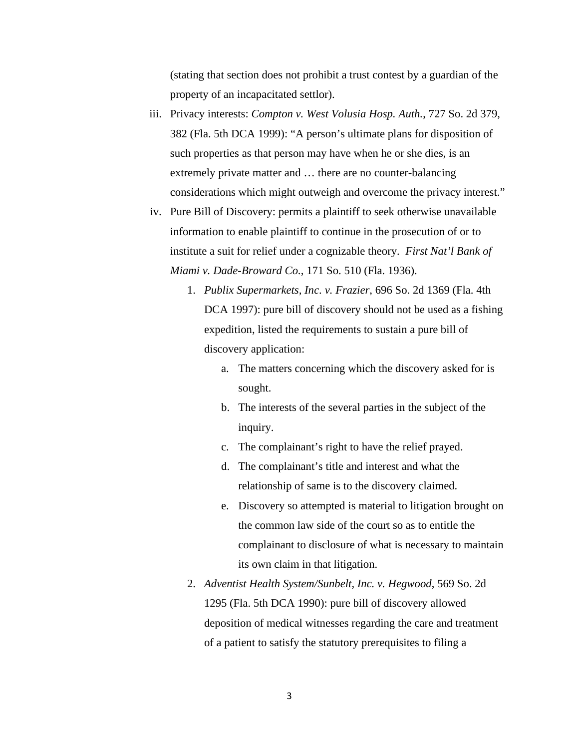(stating that section does not prohibit a trust contest by a guardian of the property of an incapacitated settlor).

iii. Privacy interests: *Compton v. West Volusia Hosp. Auth.*, 727 So. 2d 379, 382 (Fla. 5th DCA 1999): "A person's ultimate plans for disposition of such properties as that person may have when he or she dies, is an extremely private matter and … there are no counter-balancing considerations which might outweigh and overcome the privacy interest."

iv. Pure Bill of Discovery: permits a plaintiff to seek otherwise unavailable information to enable plaintiff to continue in the prosecution of or to institute a suit for relief under a cognizable theory. *First Nat'l Bank of Miami v. Dade-Broward Co.*, 171 So. 510 (Fla. 1936).

1. *Publix Supermarkets, Inc. v. Frazier*, 696 So. 2d 1369 (Fla. 4th DCA 1997): pure bill of discovery should not be used as a fishing expedition, listed the requirements to sustain a pure bill of discovery application:
    a. The matters concerning which the discovery asked for is sought.
    b. The interests of the several parties in the subject of the inquiry.
    c. The complainant's right to have the relief prayed.
    d. The complainant's title and interest and what the relationship of same is to the discovery claimed.
    e. Discovery so attempted is material to litigation brought on the common law side of the court so as to entitle the complainant to disclosure of what is necessary to maintain its own claim in that litigation.
2. *Adventist Health System/Sunbelt, Inc. v. Hegwood*, 569 So. 2d 1295 (Fla. 5th DCA 1990): pure bill of discovery allowed deposition of medical witnesses regarding the care and treatment of a patient to satisfy the statutory prerequisites to filing a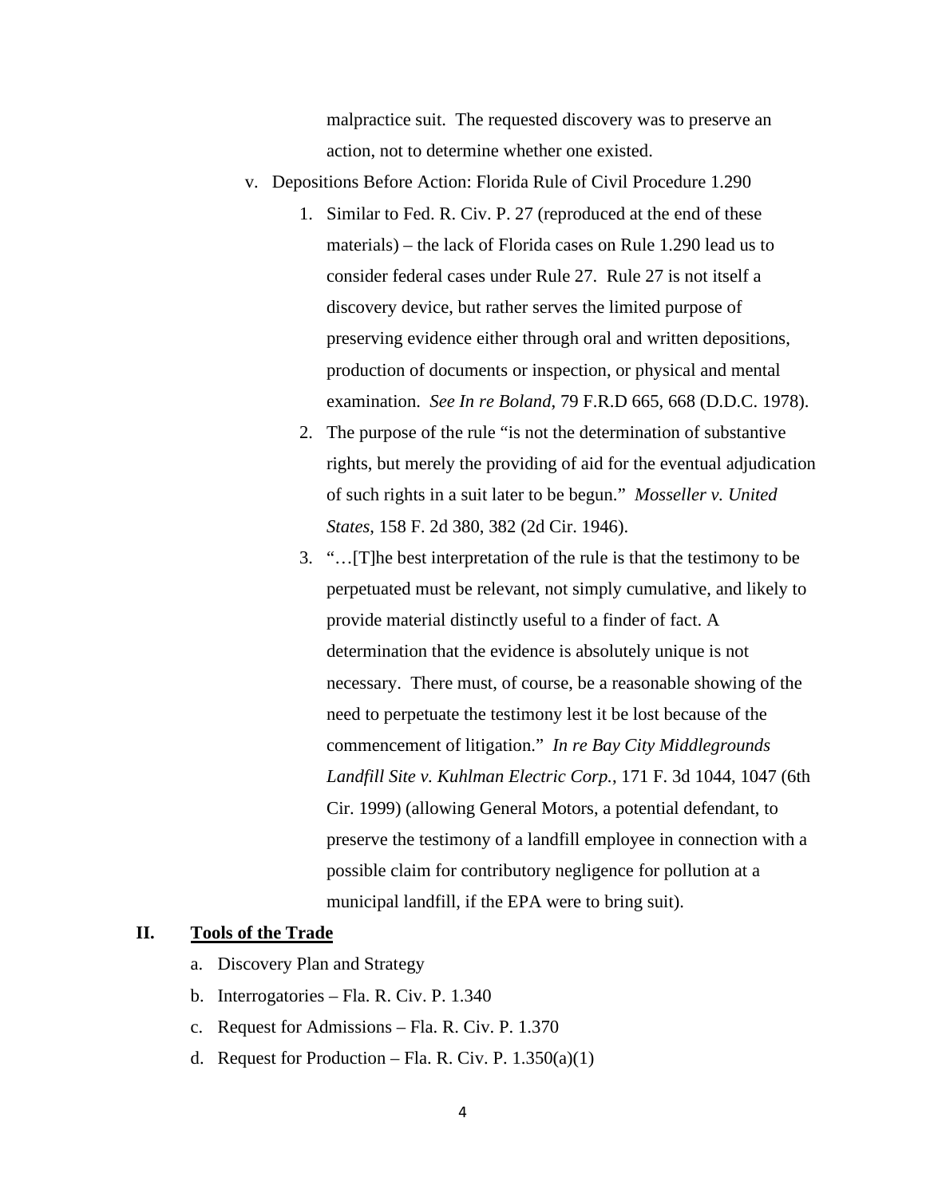malpractice suit. The requested discovery was to preserve an action, not to determine whether one existed.

v. Depositions Before Action: Florida Rule of Civil Procedure 1.290

1. Similar to Fed. R. Civ. P. 27 (reproduced at the end of these materials) – the lack of Florida cases on Rule 1.290 lead us to consider federal cases under Rule 27. Rule 27 is not itself a discovery device, but rather serves the limited purpose of preserving evidence either through oral and written depositions, production of documents or inspection, or physical and mental examination. *See In re Boland*, 79 F.R.D 665, 668 (D.D.C. 1978).
2. The purpose of the rule "is not the determination of substantive rights, but merely the providing of aid for the eventual adjudication of such rights in a suit later to be begun." *Mosseller v. United States*, 158 F. 2d 380, 382 (2d Cir. 1946).
3. "…[T]he best interpretation of the rule is that the testimony to be perpetuated must be relevant, not simply cumulative, and likely to provide material distinctly useful to a finder of fact. A determination that the evidence is absolutely unique is not necessary. There must, of course, be a reasonable showing of the need to perpetuate the testimony lest it be lost because of the commencement of litigation." *In re Bay City Middlegrounds Landfill Site v. Kuhlman Electric Corp.*, 171 F. 3d 1044, 1047 (6th Cir. 1999) (allowing General Motors, a potential defendant, to preserve the testimony of a landfill employee in connection with a possible claim for contributory negligence for pollution at a municipal landfill, if the EPA were to bring suit).

## II. Tools of the Trade

a. Discovery Plan and Strategy
b. Interrogatories – Fla. R. Civ. P. 1.340
c. Request for Admissions – Fla. R. Civ. P. 1.370
d. Request for Production – Fla. R. Civ. P. 1.350(a)(1)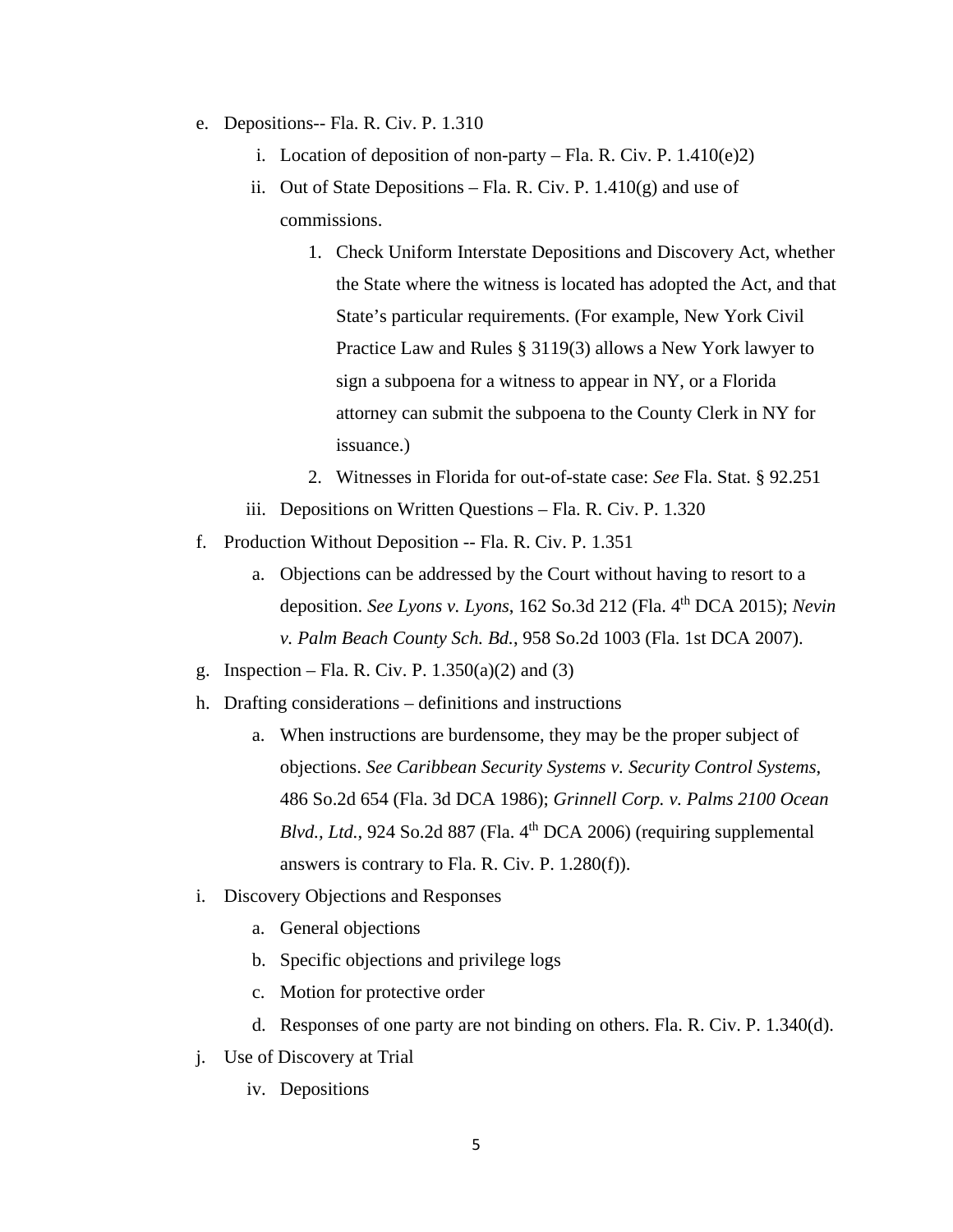e. Depositions-- Fla. R. Civ. P. 1.310
   i. Location of deposition of non-party – Fla. R. Civ. P. 1.410(e)2)
   ii. Out of State Depositions – Fla. R. Civ. P. 1.410(g) and use of commissions.
      1. Check Uniform Interstate Depositions and Discovery Act, whether the State where the witness is located has adopted the Act, and that State's particular requirements. (For example, New York Civil Practice Law and Rules § 3119(3) allows a New York lawyer to sign a subpoena for a witness to appear in NY, or a Florida attorney can submit the subpoena to the County Clerk in NY for issuance.)
      2. Witnesses in Florida for out-of-state case: *See* Fla. Stat. § 92.251
   iii. Depositions on Written Questions – Fla. R. Civ. P. 1.320

f. Production Without Deposition -- Fla. R. Civ. P. 1.351
   a. Objections can be addressed by the Court without having to resort to a deposition. *See Lyons v. Lyons*, 162 So.3d 212 (Fla. 4th DCA 2015); *Nevin v. Palm Beach County Sch. Bd.*, 958 So.2d 1003 (Fla. 1st DCA 2007).

g. Inspection – Fla. R. Civ. P. 1.350(a)(2) and (3)

h. Drafting considerations – definitions and instructions
   a. When instructions are burdensome, they may be the proper subject of objections. *See Caribbean Security Systems v. Security Control Systems*, 486 So.2d 654 (Fla. 3d DCA 1986); *Grinnell Corp. v. Palms 2100 Ocean Blvd., Ltd.*, 924 So.2d 887 (Fla. 4th DCA 2006) (requiring supplemental answers is contrary to Fla. R. Civ. P. 1.280(f)).

i. Discovery Objections and Responses
   a. General objections
   b. Specific objections and privilege logs
   c. Motion for protective order
   d. Responses of one party are not binding on others. Fla. R. Civ. P. 1.340(d).

j. Use of Discovery at Trial
   iv. Depositions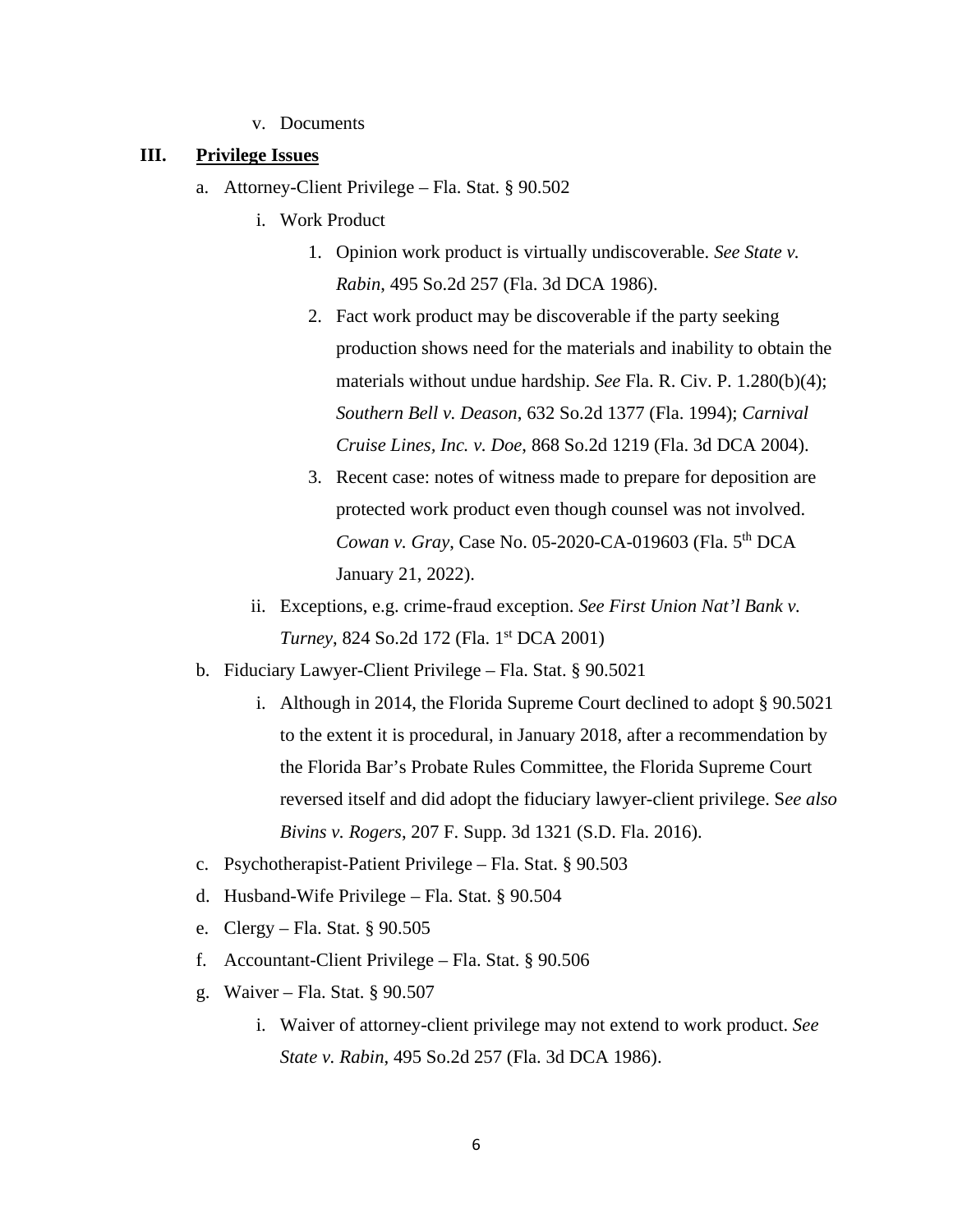v. Documents

**III. <u>Privilege Issues</u>**

a. Attorney-Client Privilege – Fla. Stat. § 90.502

i. Work Product

1. Opinion work product is virtually undiscoverable. *See State v. Rabin*, 495 So.2d 257 (Fla. 3d DCA 1986).
2. Fact work product may be discoverable if the party seeking production shows need for the materials and inability to obtain the materials without undue hardship. *See* Fla. R. Civ. P. 1.280(b)(4); *Southern Bell v. Deason*, 632 So.2d 1377 (Fla. 1994); *Carnival Cruise Lines, Inc. v. Doe*, 868 So.2d 1219 (Fla. 3d DCA 2004).
3. Recent case: notes of witness made to prepare for deposition are protected work product even though counsel was not involved. *Cowan v. Gray*, Case No. 05-2020-CA-019603 (Fla. 5th DCA January 21, 2022).

ii. Exceptions, e.g. crime-fraud exception. *See First Union Nat'l Bank v. Turney*, 824 So.2d 172 (Fla. 1st DCA 2001)

b. Fiduciary Lawyer-Client Privilege – Fla. Stat. § 90.5021

i. Although in 2014, the Florida Supreme Court declined to adopt § 90.5021 to the extent it is procedural, in January 2018, after a recommendation by the Florida Bar's Probate Rules Committee, the Florida Supreme Court reversed itself and did adopt the fiduciary lawyer-client privilege. S*ee also Bivins v. Rogers*, 207 F. Supp. 3d 1321 (S.D. Fla. 2016).

c. Psychotherapist-Patient Privilege – Fla. Stat. § 90.503

d. Husband-Wife Privilege – Fla. Stat. § 90.504

e. Clergy – Fla. Stat. § 90.505

f. Accountant-Client Privilege – Fla. Stat. § 90.506

g. Waiver – Fla. Stat. § 90.507

i. Waiver of attorney-client privilege may not extend to work product. *See State v. Rabin*, 495 So.2d 257 (Fla. 3d DCA 1986).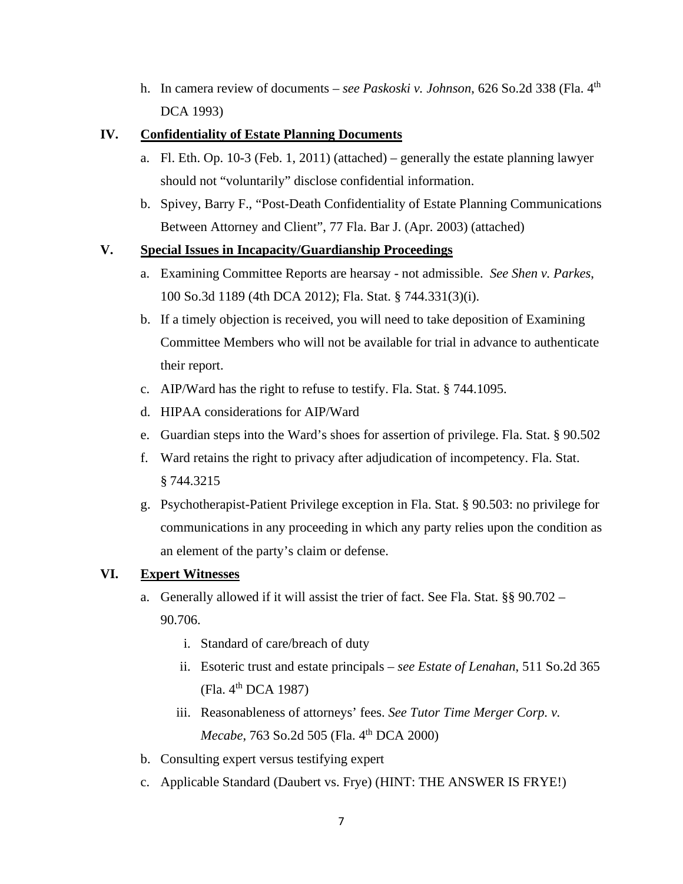h. In camera review of documents – *see Paskoski v. Johnson*, 626 So.2d 338 (Fla. 4th DCA 1993)

## IV. Confidentiality of Estate Planning Documents

a. Fl. Eth. Op. 10-3 (Feb. 1, 2011) (attached) – generally the estate planning lawyer should not "voluntarily" disclose confidential information.

b. Spivey, Barry F., "Post-Death Confidentiality of Estate Planning Communications Between Attorney and Client", 77 Fla. Bar J. (Apr. 2003) (attached)

## V. Special Issues in Incapacity/Guardianship Proceedings

a. Examining Committee Reports are hearsay - not admissible. *See Shen v. Parkes*, 100 So.3d 1189 (4th DCA 2012); Fla. Stat. § 744.331(3)(i).

b. If a timely objection is received, you will need to take deposition of Examining Committee Members who will not be available for trial in advance to authenticate their report.

c. AIP/Ward has the right to refuse to testify. Fla. Stat. § 744.1095.

d. HIPAA considerations for AIP/Ward

e. Guardian steps into the Ward's shoes for assertion of privilege. Fla. Stat. § 90.502

f. Ward retains the right to privacy after adjudication of incompetency. Fla. Stat. § 744.3215

g. Psychotherapist-Patient Privilege exception in Fla. Stat. § 90.503: no privilege for communications in any proceeding in which any party relies upon the condition as an element of the party's claim or defense.

## VI. Expert Witnesses

a. Generally allowed if it will assist the trier of fact. See Fla. Stat. §§ 90.702 – 90.706.

  i. Standard of care/breach of duty

  ii. Esoteric trust and estate principals – *see Estate of Lenahan*, 511 So.2d 365 (Fla. 4th DCA 1987)

  iii. Reasonableness of attorneys' fees. *See Tutor Time Merger Corp. v. Mecabe*, 763 So.2d 505 (Fla. 4th DCA 2000)

b. Consulting expert versus testifying expert

c. Applicable Standard (Daubert vs. Frye) (HINT: THE ANSWER IS FRYE!)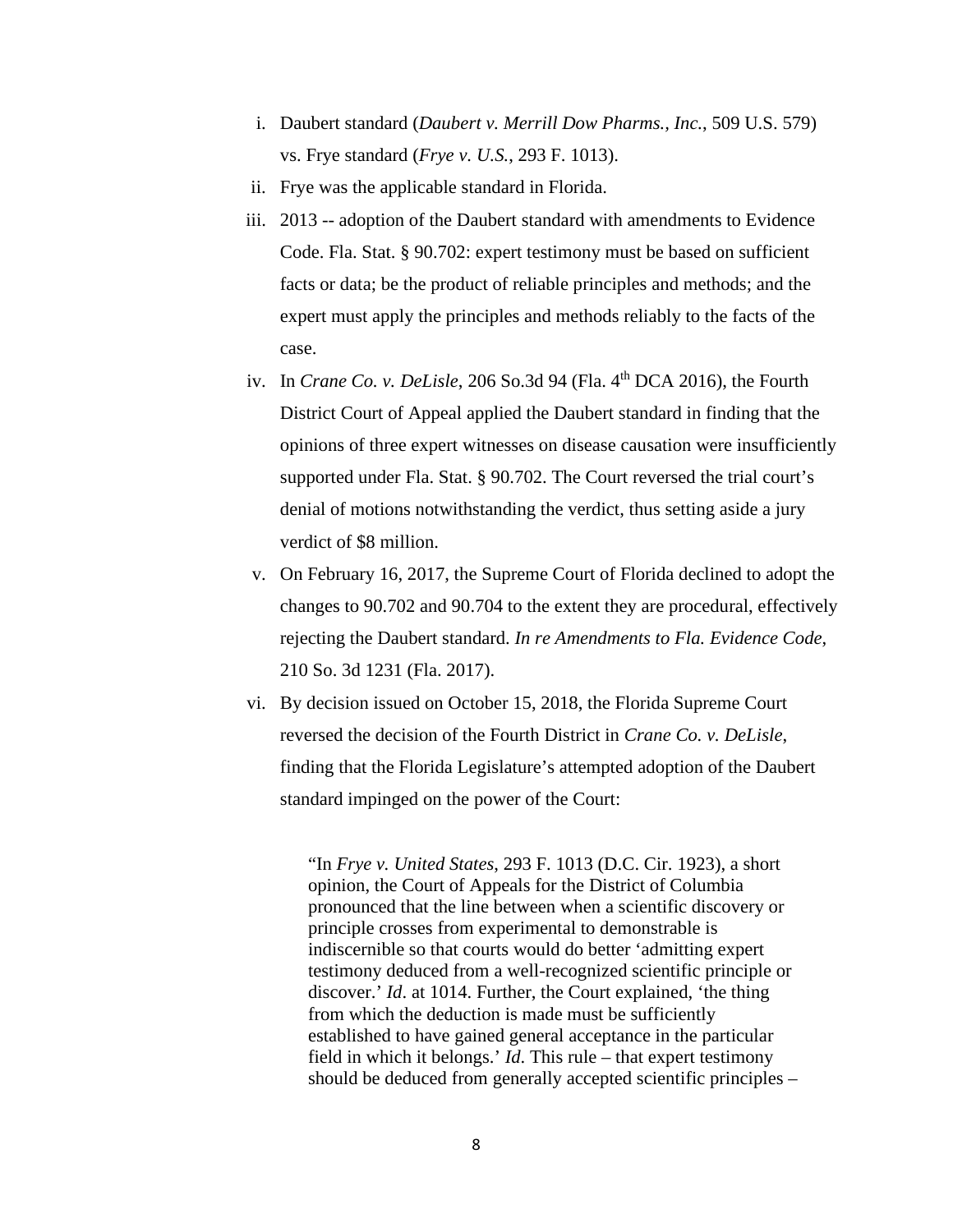i. Daubert standard (*Daubert v. Merrill Dow Pharms., Inc.*, 509 U.S. 579) vs. Frye standard (*Frye v. U.S.*, 293 F. 1013).

ii. Frye was the applicable standard in Florida.

iii. 2013 -- adoption of the Daubert standard with amendments to Evidence Code. Fla. Stat. § 90.702: expert testimony must be based on sufficient facts or data; be the product of reliable principles and methods; and the expert must apply the principles and methods reliably to the facts of the case.

iv. In *Crane Co. v. DeLisle*, 206 So.3d 94 (Fla. 4th DCA 2016), the Fourth District Court of Appeal applied the Daubert standard in finding that the opinions of three expert witnesses on disease causation were insufficiently supported under Fla. Stat. § 90.702. The Court reversed the trial court's denial of motions notwithstanding the verdict, thus setting aside a jury verdict of $8 million.

v. On February 16, 2017, the Supreme Court of Florida declined to adopt the changes to 90.702 and 90.704 to the extent they are procedural, effectively rejecting the Daubert standard. *In re Amendments to Fla. Evidence Code*, 210 So. 3d 1231 (Fla. 2017).

vi. By decision issued on October 15, 2018, the Florida Supreme Court reversed the decision of the Fourth District in *Crane Co. v. DeLisle*, finding that the Florida Legislature's attempted adoption of the Daubert standard impinged on the power of the Court:

> "In *Frye v. United States*, 293 F. 1013 (D.C. Cir. 1923), a short opinion, the Court of Appeals for the District of Columbia pronounced that the line between when a scientific discovery or principle crosses from experimental to demonstrable is indiscernible so that courts would do better 'admitting expert testimony deduced from a well-recognized scientific principle or discover.' *Id*. at 1014. Further, the Court explained, 'the thing from which the deduction is made must be sufficiently established to have gained general acceptance in the particular field in which it belongs.' *Id*. This rule – that expert testimony should be deduced from generally accepted scientific principles –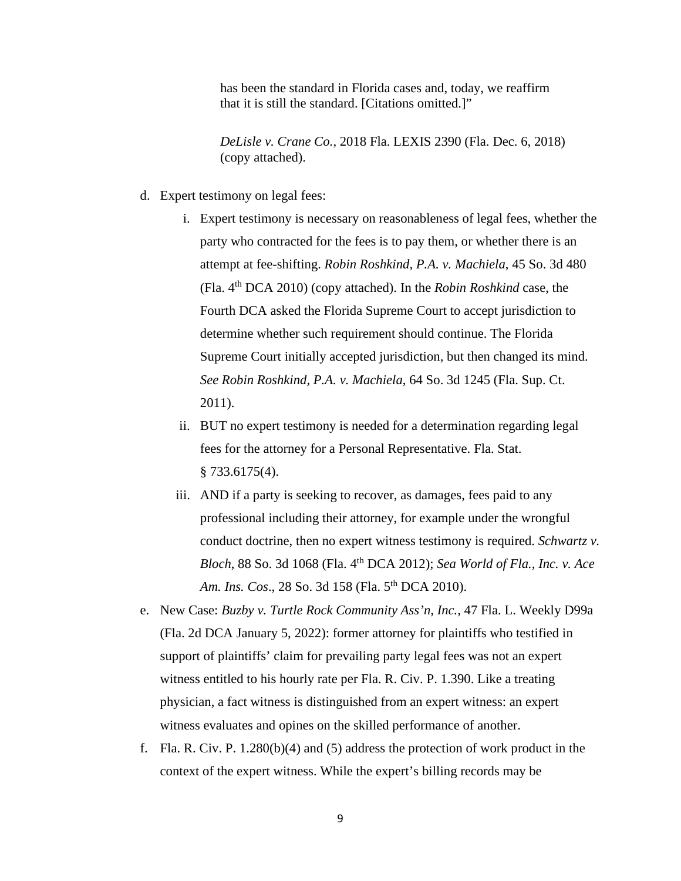> has been the standard in Florida cases and, today, we reaffirm that it is still the standard. [Citations omitted.]"
>
> *DeLisle v. Crane Co.*, 2018 Fla. LEXIS 2390 (Fla. Dec. 6, 2018) (copy attached).

d. Expert testimony on legal fees:

   i. Expert testimony is necessary on reasonableness of legal fees, whether the party who contracted for the fees is to pay them, or whether there is an attempt at fee-shifting. *Robin Roshkind, P.A. v. Machiela*, 45 So. 3d 480 (Fla. 4th DCA 2010) (copy attached). In the *Robin Roshkind* case, the Fourth DCA asked the Florida Supreme Court to accept jurisdiction to determine whether such requirement should continue. The Florida Supreme Court initially accepted jurisdiction, but then changed its mind. *See Robin Roshkind, P.A. v. Machiela*, 64 So. 3d 1245 (Fla. Sup. Ct. 2011).

   ii. BUT no expert testimony is needed for a determination regarding legal fees for the attorney for a Personal Representative. Fla. Stat. § 733.6175(4).

   iii. AND if a party is seeking to recover, as damages, fees paid to any professional including their attorney, for example under the wrongful conduct doctrine, then no expert witness testimony is required. *Schwartz v. Bloch*, 88 So. 3d 1068 (Fla. 4th DCA 2012); *Sea World of Fla., Inc. v. Ace Am. Ins. Cos*., 28 So. 3d 158 (Fla. 5th DCA 2010).

e. New Case: *Buzby v. Turtle Rock Community Ass'n, Inc.*, 47 Fla. L. Weekly D99a (Fla. 2d DCA January 5, 2022): former attorney for plaintiffs who testified in support of plaintiffs' claim for prevailing party legal fees was not an expert witness entitled to his hourly rate per Fla. R. Civ. P. 1.390. Like a treating physician, a fact witness is distinguished from an expert witness: an expert witness evaluates and opines on the skilled performance of another.

f. Fla. R. Civ. P. 1.280(b)(4) and (5) address the protection of work product in the context of the expert witness. While the expert's billing records may be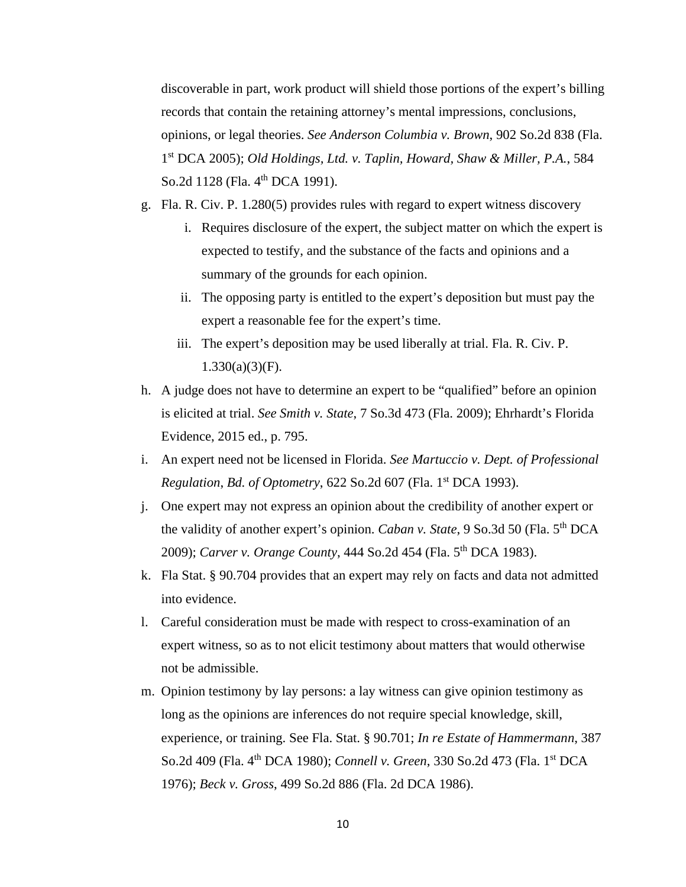discoverable in part, work product will shield those portions of the expert's billing records that contain the retaining attorney's mental impressions, conclusions, opinions, or legal theories. *See Anderson Columbia v. Brown*, 902 So.2d 838 (Fla. 1st DCA 2005); *Old Holdings, Ltd. v. Taplin, Howard, Shaw & Miller, P.A.*, 584 So.2d 1128 (Fla. 4th DCA 1991).

g. Fla. R. Civ. P. 1.280(5) provides rules with regard to expert witness discovery
    i. Requires disclosure of the expert, the subject matter on which the expert is expected to testify, and the substance of the facts and opinions and a summary of the grounds for each opinion.
    ii. The opposing party is entitled to the expert's deposition but must pay the expert a reasonable fee for the expert's time.
    iii. The expert's deposition may be used liberally at trial. Fla. R. Civ. P. 1.330(a)(3)(F).

h. A judge does not have to determine an expert to be "qualified" before an opinion is elicited at trial. *See Smith v. State*, 7 So.3d 473 (Fla. 2009); Ehrhardt's Florida Evidence, 2015 ed., p. 795.

i. An expert need not be licensed in Florida. *See Martuccio v. Dept. of Professional Regulation, Bd. of Optometry*, 622 So.2d 607 (Fla. 1st DCA 1993).

j. One expert may not express an opinion about the credibility of another expert or the validity of another expert's opinion. *Caban v. State*, 9 So.3d 50 (Fla. 5th DCA 2009); *Carver v. Orange County*, 444 So.2d 454 (Fla. 5th DCA 1983).

k. Fla Stat. § 90.704 provides that an expert may rely on facts and data not admitted into evidence.

l. Careful consideration must be made with respect to cross-examination of an expert witness, so as to not elicit testimony about matters that would otherwise not be admissible.

m. Opinion testimony by lay persons: a lay witness can give opinion testimony as long as the opinions are inferences do not require special knowledge, skill, experience, or training. See Fla. Stat. § 90.701; *In re Estate of Hammermann*, 387 So.2d 409 (Fla. 4th DCA 1980); *Connell v. Green*, 330 So.2d 473 (Fla. 1st DCA 1976); *Beck v. Gross*, 499 So.2d 886 (Fla. 2d DCA 1986).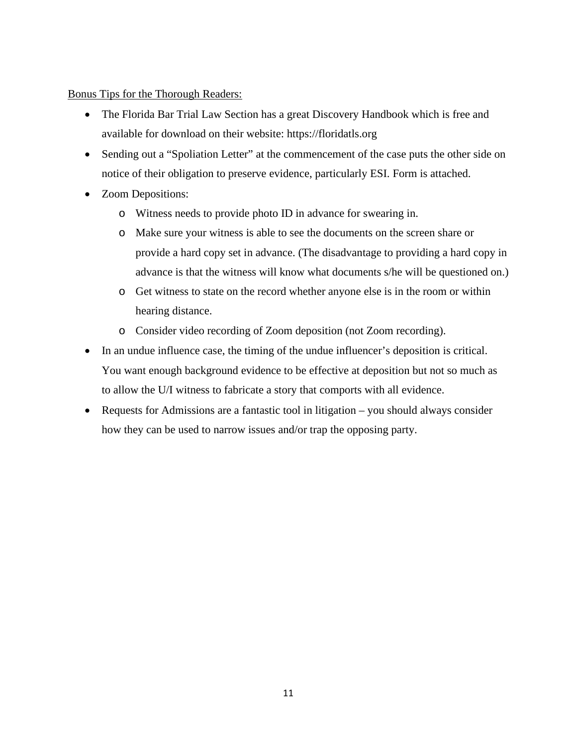<u>Bonus Tips for the Thorough Readers:</u>

- The Florida Bar Trial Law Section has a great Discovery Handbook which is free and available for download on their website: https://floridatls.org
- Sending out a "Spoliation Letter" at the commencement of the case puts the other side on notice of their obligation to preserve evidence, particularly ESI. Form is attached.
- Zoom Depositions:
  - Witness needs to provide photo ID in advance for swearing in.
  - Make sure your witness is able to see the documents on the screen share or provide a hard copy set in advance. (The disadvantage to providing a hard copy in advance is that the witness will know what documents s/he will be questioned on.)
  - Get witness to state on the record whether anyone else is in the room or within hearing distance.
  - Consider video recording of Zoom deposition (not Zoom recording).
- In an undue influence case, the timing of the undue influencer's deposition is critical. You want enough background evidence to be effective at deposition but not so much as to allow the U/I witness to fabricate a story that comports with all evidence.
- Requests for Admissions are a fantastic tool in litigation – you should always consider how they can be used to narrow issues and/or trap the opposing party.